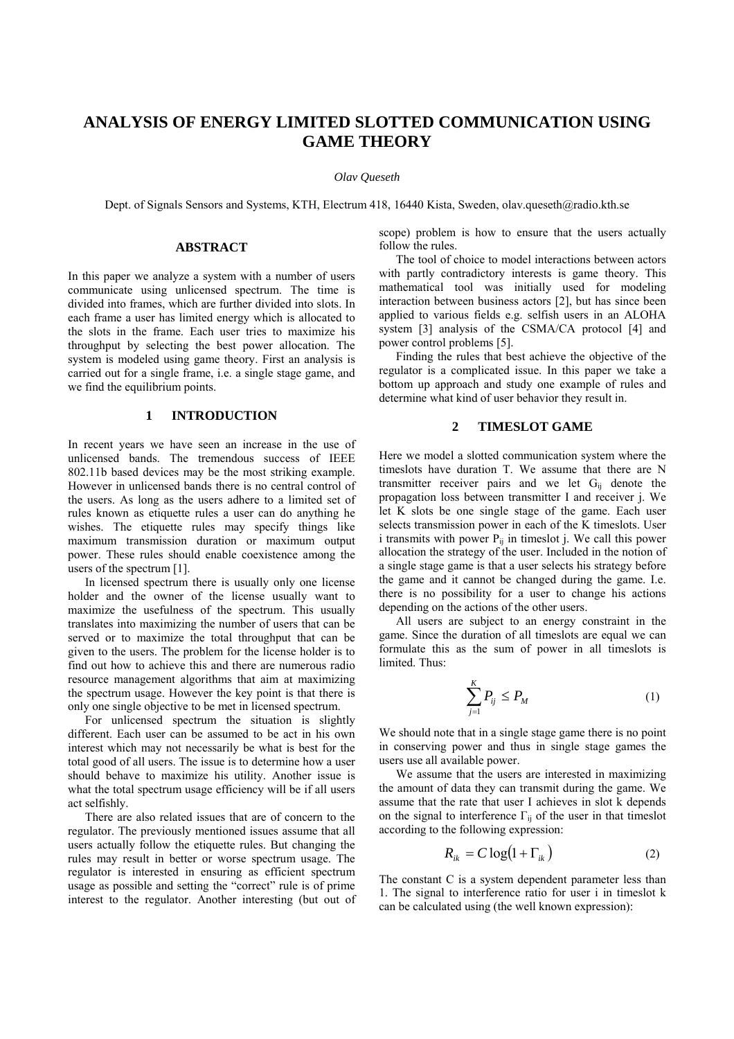# ANALYSIS OF ENERGY LIMITED SLOTTED COMMUNICATION USING GAME THEORY

*Olav Queseth*

Dept. of Signals Sensors and Systems, KTH, Electrum 418, 16440 Kista, Sweden, olav.queseth@radio.kth.se

## ABSTRACT

In this paper we analyze a system with a number of users communicate using unlicensed spectrum. The time is divided into frames, which are further divided into slots. In each frame a user has limited energy which is allocated to the slots in the frame. Each user tries to maximize his throughput by selecting the best power allocation. The system is modeled using game theory. First an analysis is carried out for a single frame, i.e. a single stage game, and we find the equilibrium points.

## 1 INTRODUCTION

In recent years we have seen an increase in the use of unlicensed bands. The tremendous success of IEEE 802.11b based devices may be the most striking example. However in unlicensed bands there is no central control of the users. As long as the users adhere to a limited set of rules known as etiquette rules a user can do anything he wishes. The etiquette rules may specify things like maximum transmission duration or maximum output power. These rules should enable coexistence among the users of the spectrum [1].

In licensed spectrum there is usually only one license holder and the owner of the license usually want to maximize the usefulness of the spectrum. This usually translates into maximizing the number of users that can be served or to maximize the total throughput that can be given to the users. The problem for the license holder is to find out how to achieve this and there are numerous radio resource management algorithms that aim at maximizing the spectrum usage. However the key point is that there is only one single objective to be met in licensed spectrum.

For unlicensed spectrum the situation is slightly different. Each user can be assumed to be act in his own interest which may not necessarily be what is best for the total good of all users. The issue is to determine how a user should behave to maximize his utility. Another issue is what the total spectrum usage efficiency will be if all users act selfishly.

There are also related issues that are of concern to the regulator. The previously mentioned issues assume that all users actually follow the etiquette rules. But changing the rules may result in better or worse spectrum usage. The regulator is interested in ensuring as efficient spectrum usage as possible and setting the “correct” rule is of prime interest to the regulator. Another interesting (but out of scope) problem is how to ensure that the users actually follow the rules.

The tool of choice to model interactions between actors with partly contradictory interests is game theory. This mathematical tool was initially used for modeling interaction between business actors [2], but has since been applied to various fields e.g. selfish users in an ALOHA system [3] analysis of the CSMA/CA protocol [4] and power control problems [5].

Finding the rules that best achieve the objective of the regulator is a complicated issue. In this paper we take a bottom up approach and study one example of rules and determine what kind of user behavior they result in.

## 2 TIMESLOT GAME

Here we model a slotted communication system where the timeslots have duration T. We assume that there are N transmitter receiver pairs and we let $G_{ij}$ denote the propagation loss between transmitter I and receiver j. We let K slots be one single stage of the game. Each user selects transmission power in each of the K timeslots. User i transmits with power $P_{ij}$ in timeslot j. We call this power allocation the strategy of the user. Included in the notion of a single stage game is that a user selects his strategy before the game and it cannot be changed during the game. I.e. there is no possibility for a user to change his actions depending on the actions of the other users.

All users are subject to an energy constraint in the game. Since the duration of all timeslots are equal we can formulate this as the sum of power in all timeslots is limited. Thus:

$$\sum_{j=1}^{K} P_{ij} \leq P_M \tag{1}$$

We should note that in a single stage game there is no point in conserving power and thus in single stage games the users use all available power.

We assume that the users are interested in maximizing the amount of data they can transmit during the game. We assume that the rate that user I achieves in slot k depends on the signal to interference $\Gamma_{ij}$ of the user in that timeslot according to the following expression:

$$R_{ik} = C \log\left(1 + \Gamma_{ik}\right) \tag{2}$$

The constant C is a system dependent parameter less than 1. The signal to interference ratio for user i in timeslot k can be calculated using (the well known expression):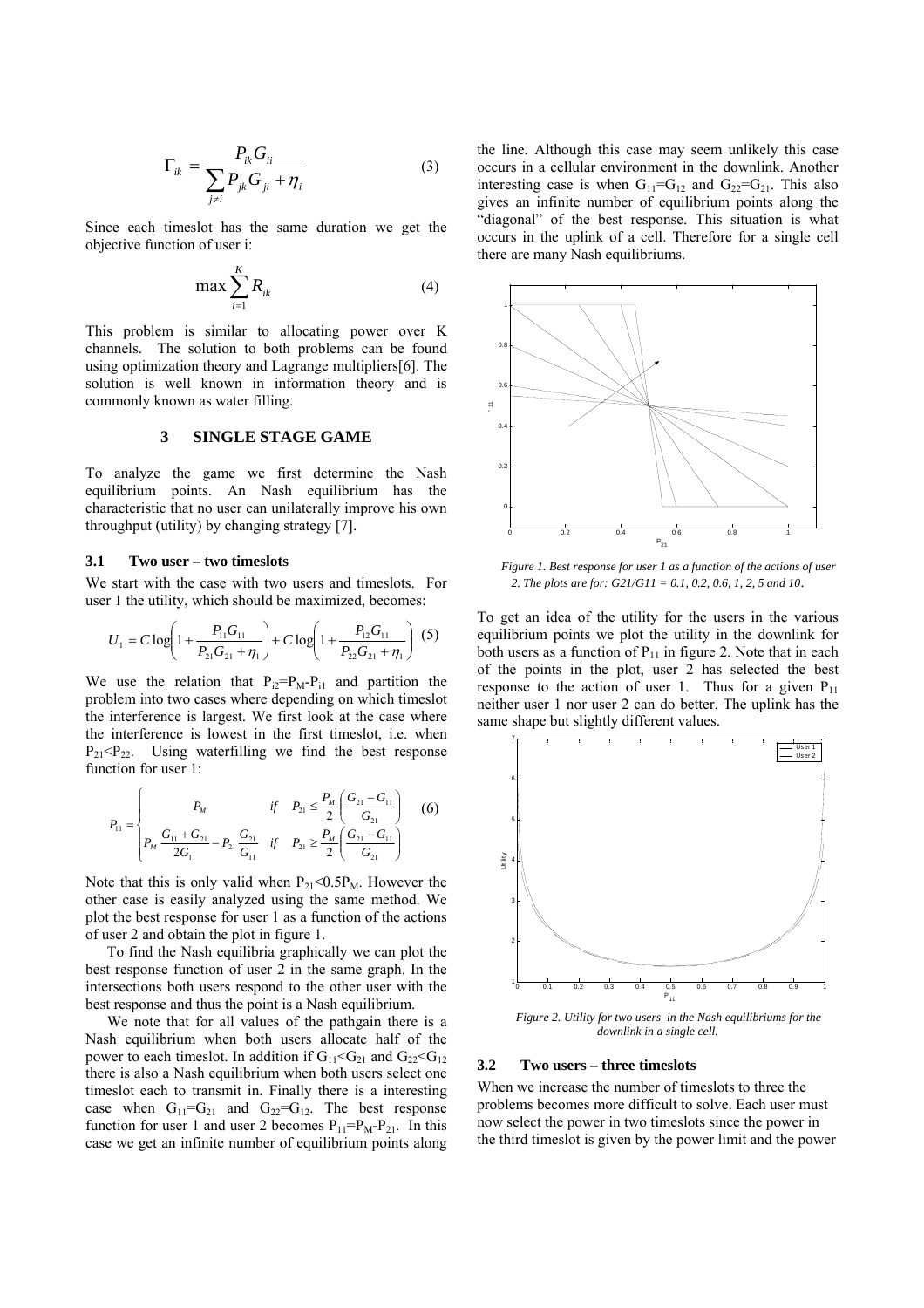$$\Gamma_{ik} = \frac{P_{ik} G_{ii}}{\sum_{j \neq i} P_{jk} G_{ji} + \eta_i} \quad (3)$$

Since each timeslot has the same duration we get the objective function of user i:

$$\max \sum_{i=1}^{K} R_{ik} \quad (4)$$

This problem is similar to allocating power over K channels. The solution to both problems can be found using optimization theory and Lagrange multipliers[6]. The solution is well known in information theory and is commonly known as water filling.

## 3 SINGLE STAGE GAME

To analyze the game we first determine the Nash equilibrium points. An Nash equilibrium has the characteristic that no user can unilaterally improve his own throughput (utility) by changing strategy [7].

### 3.1 Two user – two timeslots

We start with the case with two users and timeslots. For user 1 the utility, which should be maximized, becomes:

$$U_1 = C \log\left(1 + \frac{P_{11} G_{11}}{P_{21} G_{21} + \eta_1}\right) + C \log\left(1 + \frac{P_{12} G_{11}}{P_{22} G_{21} + \eta_1}\right) \quad (5)$$

We use the relation that $P_{i2}=P_M-P_{i1}$ and partition the problem into two cases where depending on which timeslot the interference is largest. We first look at the case where the interference is lowest in the first timeslot, i.e. when $P_{21}<P_{22}$. Using waterfilling we find the best response function for user 1:

$$P_{11} = \begin{cases} P_M & \text{if} \quad P_{21} \leq \frac{P_M}{2}\left(\frac{G_{21} - G_{11}}{G_{21}}\right) \\ P_M \frac{G_{11} + G_{21}}{2G_{11}} - P_{21}\frac{G_{21}}{G_{11}} & \text{if} \quad P_{21} \geq \frac{P_M}{2}\left(\frac{G_{21} - G_{11}}{G_{21}}\right) \end{cases} \quad (6)$$

Note that this is only valid when $P_{21}<0.5P_M$. However the other case is easily analyzed using the same method. We plot the best response for user 1 as a function of the actions of user 2 and obtain the plot in figure 1.

To find the Nash equilibria graphically we can plot the best response function of user 2 in the same graph. In the intersections both users respond to the other user with the best response and thus the point is a Nash equilibrium.

We note that for all values of the pathgain there is a Nash equilibrium when both users allocate half of the power to each timeslot. In addition if $G_{11}<G_{21}$ and $G_{22}<G_{12}$ there is also a Nash equilibrium when both users select one timeslot each to transmit in. Finally there is a interesting case when $G_{11}=G_{21}$ and $G_{22}=G_{12}$. The best response function for user 1 and user 2 becomes $P_{11}=P_M-P_{21}$. In this case we get an infinite number of equilibrium points along the line. Although this case may seem unlikely this case occurs in a cellular environment in the downlink. Another interesting case is when $G_{11}=G_{12}$ and $G_{22}=G_{21}$. This also gives an infinite number of equilibrium points along the "diagonal" of the best response. This situation is what occurs in the uplink of a cell. Therefore for a single cell there are many Nash equilibriums.

*Figure 1. Best response for user 1 as a function of the actions of user 2. The plots are for: G21/G11 = 0.1, 0.2, 0.6, 1, 2, 5 and 10.*

To get an idea of the utility for the users in the various equilibrium points we plot the utility in the downlink for both users as a function of $P_{11}$ in figure 2. Note that in each of the points in the plot, user 2 has selected the best response to the action of user 1. Thus for a given $P_{11}$ neither user 1 nor user 2 can do better. The uplink has the same shape but slightly different values.

*Figure 2. Utility for two users in the Nash equilibriums for the downlink in a single cell.*

### 3.2 Two users – three timeslots

When we increase the number of timeslots to three the problems becomes more difficult to solve. Each user must now select the power in two timeslots since the power in the third timeslot is given by the power limit and the power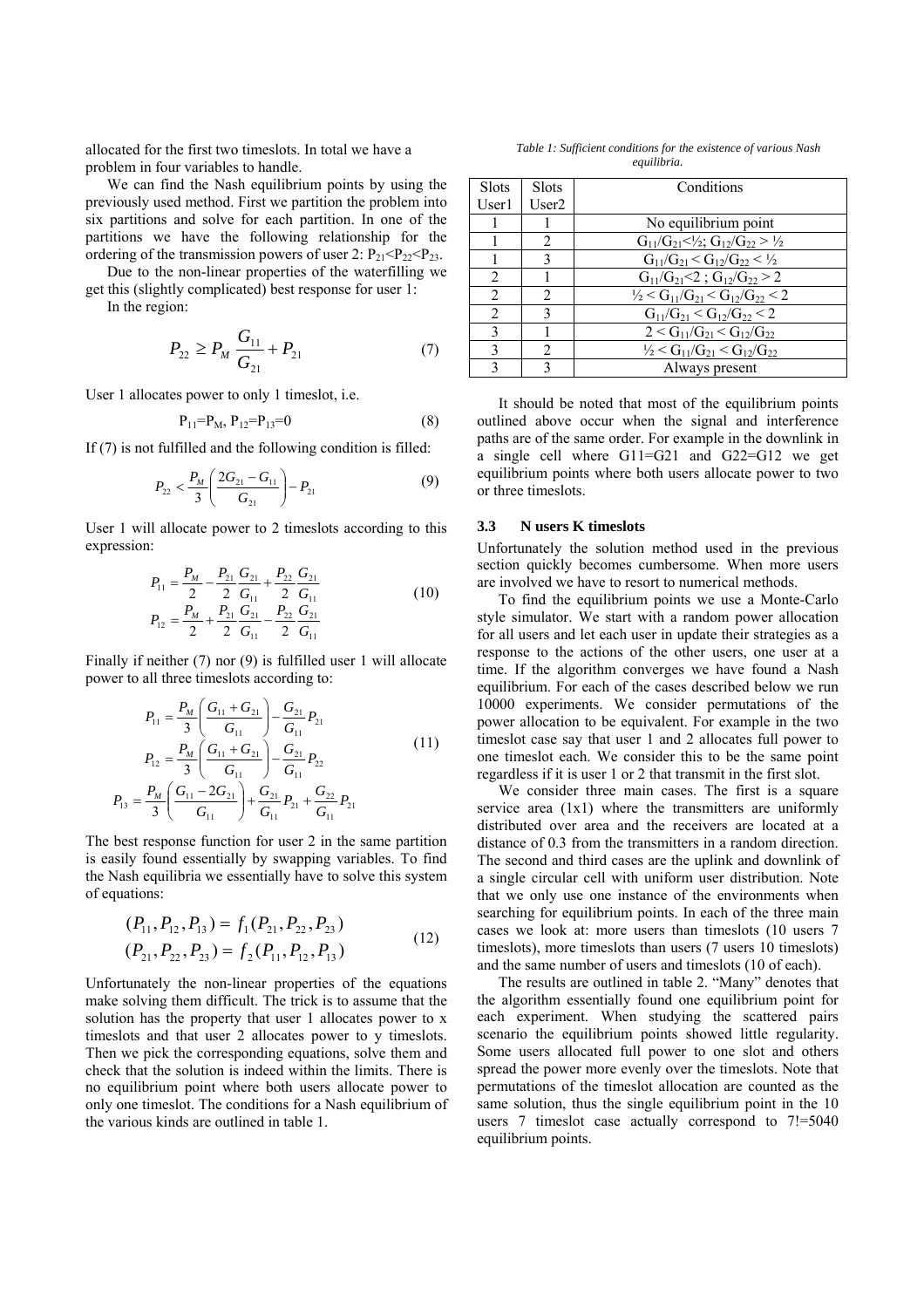allocated for the first two timeslots. In total we have a problem in four variables to handle.

We can find the Nash equilibrium points by using the previously used method. First we partition the problem into six partitions and solve for each partition. In one of the partitions we have the following relationship for the ordering of the transmission powers of user 2: $P_{21}<P_{22}<P_{23}$.

Due to the non-linear properties of the waterfilling we get this (slightly complicated) best response for user 1:

In the region:

$$P_{22} \geq P_M \frac{G_{11}}{G_{21}} + P_{21} \tag{7}$$

User 1 allocates power to only 1 timeslot, i.e.

$$P_{11}=P_M,\ P_{12}=P_{13}=0 \tag{8}$$

If (7) is not fulfilled and the following condition is filled:

$$P_{22} < \frac{P_M}{3}\left(\frac{2G_{21}-G_{11}}{G_{21}}\right) - P_{21} \tag{9}$$

User 1 will allocate power to 2 timeslots according to this expression:

$$\begin{aligned} P_{11} &= \frac{P_M}{2} - \frac{P_{21}}{2}\frac{G_{21}}{G_{11}} + \frac{P_{22}}{2}\frac{G_{21}}{G_{11}} \\ P_{12} &= \frac{P_M}{2} + \frac{P_{21}}{2}\frac{G_{21}}{G_{11}} - \frac{P_{22}}{2}\frac{G_{21}}{G_{11}} \end{aligned} \tag{10}$$

Finally if neither (7) nor (9) is fulfilled user 1 will allocate power to all three timeslots according to:

$$\begin{aligned} P_{11} &= \frac{P_M}{3}\left(\frac{G_{11}+G_{21}}{G_{11}}\right) - \frac{G_{21}}{G_{11}}P_{21} \\ P_{12} &= \frac{P_M}{3}\left(\frac{G_{11}+G_{21}}{G_{11}}\right) - \frac{G_{21}}{G_{11}}P_{22} \\ P_{13} &= \frac{P_M}{3}\left(\frac{G_{11}-2G_{21}}{G_{11}}\right) + \frac{G_{21}}{G_{11}}P_{21} + \frac{G_{22}}{G_{11}}P_{21} \end{aligned} \tag{11}$$

The best response function for user 2 in the same partition is easily found essentially by swapping variables. To find the Nash equilibria we essentially have to solve this system of equations:

$$\begin{aligned} (P_{11}, P_{12}, P_{13}) &= f_1(P_{21}, P_{22}, P_{23}) \\ (P_{21}, P_{22}, P_{23}) &= f_2(P_{11}, P_{12}, P_{13}) \end{aligned} \tag{12}$$

Unfortunately the non-linear properties of the equations make solving them difficult. The trick is to assume that the solution has the property that user 1 allocates power to x timeslots and that user 2 allocates power to y timeslots. Then we pick the corresponding equations, solve them and check that the solution is indeed within the limits. There is no equilibrium point where both users allocate power to only one timeslot. The conditions for a Nash equilibrium of the various kinds are outlined in table 1.

*Table 1: Sufficient conditions for the existence of various Nash equilibria.*

| Slots User1 | Slots User2 | Conditions |
|---|---|---|
| 1 | 1 | No equilibrium point |
| 1 | 2 | $G_{11}/G_{21}<½$; $G_{12}/G_{22} > ½$ |
| 1 | 3 | $G_{11}/G_{21} < G_{12}/G_{22} < ½$ |
| 2 | 1 | $G_{11}/G_{21}<2$ ; $G_{12}/G_{22} > 2$ |
| 2 | 2 | $½ < G_{11}/G_{21} < G_{12}/G_{22} < 2$ |
| 2 | 3 | $G_{11}/G_{21} < G_{12}/G_{22} < 2$ |
| 3 | 1 | $2 < G_{11}/G_{21} < G_{12}/G_{22}$ |
| 3 | 2 | $½ < G_{11}/G_{21} < G_{12}/G_{22}$ |
| 3 | 3 | Always present |

It should be noted that most of the equilibrium points outlined above occur when the signal and interference paths are of the same order. For example in the downlink in a single cell where G11=G21 and G22=G12 we get equilibrium points where both users allocate power to two or three timeslots.

### 3.3 N users K timeslots

Unfortunately the solution method used in the previous section quickly becomes cumbersome. When more users are involved we have to resort to numerical methods.

To find the equilibrium points we use a Monte-Carlo style simulator. We start with a random power allocation for all users and let each user in update their strategies as a response to the actions of the other users, one user at a time. If the algorithm converges we have found a Nash equilibrium. For each of the cases described below we run 10000 experiments. We consider permutations of the power allocation to be equivalent. For example in the two timeslot case say that user 1 and 2 allocates full power to one timeslot each. We consider this to be the same point regardless if it is user 1 or 2 that transmit in the first slot.

We consider three main cases. The first is a square service area (1x1) where the transmitters are uniformly distributed over area and the receivers are located at a distance of 0.3 from the transmitters in a random direction. The second and third cases are the uplink and downlink of a single circular cell with uniform user distribution. Note that we only use one instance of the environments when searching for equilibrium points. In each of the three main cases we look at: more users than timeslots (10 users 7 timeslots), more timeslots than users (7 users 10 timeslots) and the same number of users and timeslots (10 of each).

The results are outlined in table 2. "Many" denotes that the algorithm essentially found one equilibrium point for each experiment. When studying the scattered pairs scenario the equilibrium points showed little regularity. Some users allocated full power to one slot and others spread the power more evenly over the timeslots. Note that permutations of the timeslot allocation are counted as the same solution, thus the single equilibrium point in the 10 users 7 timeslot case actually correspond to 7!=5040 equilibrium points.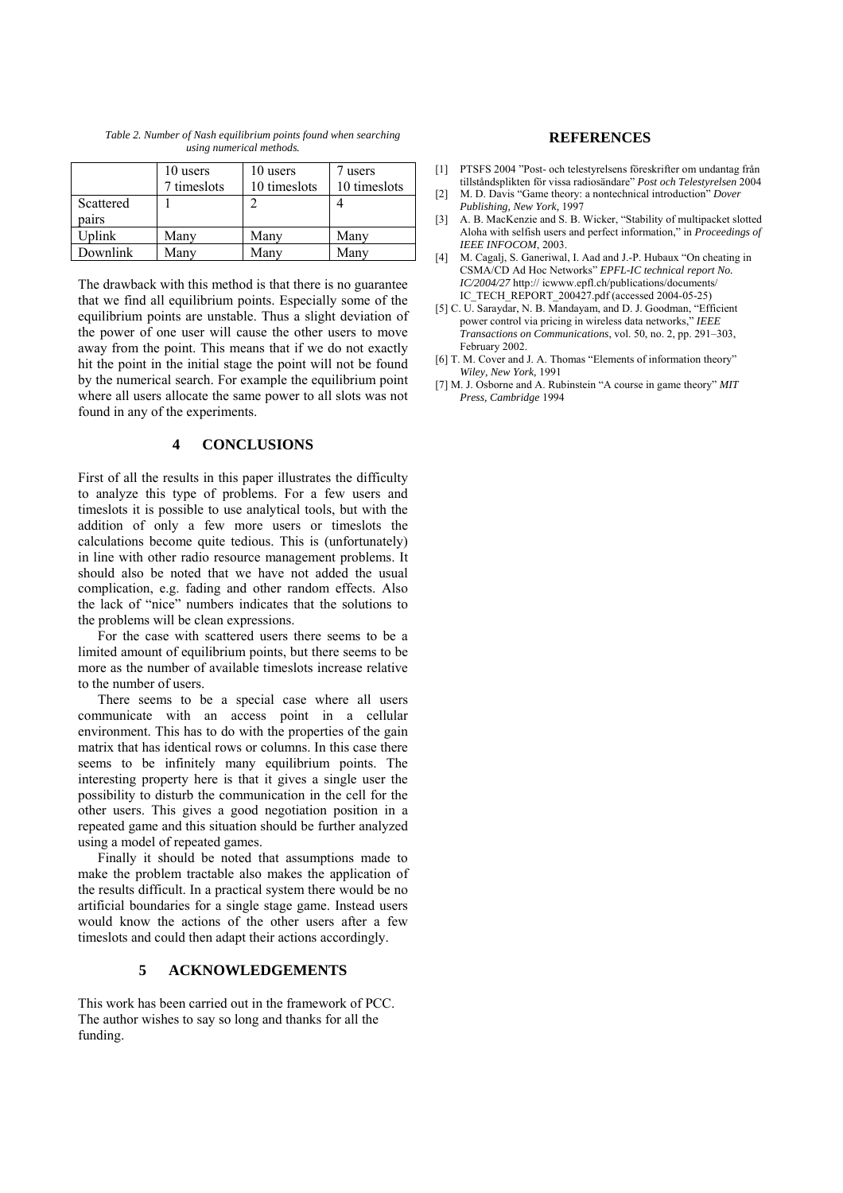*Table 2. Number of Nash equilibrium points found when searching using numerical methods.*

| | 10 users 7 timeslots | 10 users 10 timeslots | 7 users 10 timeslots |
|---|---|---|---|
| Scattered pairs | 1 | 2 | 4 |
| Uplink | Many | Many | Many |
| Downlink | Many | Many | Many |

The drawback with this method is that there is no guarantee that we find all equilibrium points. Especially some of the equilibrium points are unstable. Thus a slight deviation of the power of one user will cause the other users to move away from the point. This means that if we do not exactly hit the point in the initial stage the point will not be found by the numerical search. For example the equilibrium point where all users allocate the same power to all slots was not found in any of the experiments.

## 4 CONCLUSIONS

First of all the results in this paper illustrates the difficulty to analyze this type of problems. For a few users and timeslots it is possible to use analytical tools, but with the addition of only a few more users or timeslots the calculations become quite tedious. This is (unfortunately) in line with other radio resource management problems. It should also be noted that we have not added the usual complication, e.g. fading and other random effects. Also the lack of "nice" numbers indicates that the solutions to the problems will be clean expressions.

For the case with scattered users there seems to be a limited amount of equilibrium points, but there seems to be more as the number of available timeslots increase relative to the number of users.

There seems to be a special case where all users communicate with an access point in a cellular environment. This has to do with the properties of the gain matrix that has identical rows or columns. In this case there seems to be infinitely many equilibrium points. The interesting property here is that it gives a single user the possibility to disturb the communication in the cell for the other users. This gives a good negotiation position in a repeated game and this situation should be further analyzed using a model of repeated games.

Finally it should be noted that assumptions made to make the problem tractable also makes the application of the results difficult. In a practical system there would be no artificial boundaries for a single stage game. Instead users would know the actions of the other users after a few timeslots and could then adapt their actions accordingly.

## 5 ACKNOWLEDGEMENTS

This work has been carried out in the framework of PCC. The author wishes to say so long and thanks for all the funding.

## REFERENCES

[1] PTSFS 2004 "Post- och telestyrelsens föreskrifter om undantag från tillståndsplikten för vissa radiosändare" *Post och Telestyrelsen* 2004

[2] M. D. Davis "Game theory: a nontechnical introduction" *Dover Publishing, New York*, 1997

[3] A. B. MacKenzie and S. B. Wicker, "Stability of multipacket slotted Aloha with selfish users and perfect information," in *Proceedings of IEEE INFOCOM*, 2003.

[4] M. Cagalj, S. Ganeriwal, I. Aad and J.-P. Hubaux "On cheating in CSMA/CD Ad Hoc Networks" *EPFL-IC technical report No. IC/2004/27* http:// icwww.epfl.ch/publications/documents/ IC_TECH_REPORT_200427.pdf (accessed 2004-05-25)

[5] C. U. Saraydar, N. B. Mandayam, and D. J. Goodman, "Efficient power control via pricing in wireless data networks," *IEEE Transactions on Communications*, vol. 50, no. 2, pp. 291–303, February 2002.

[6] T. M. Cover and J. A. Thomas "Elements of information theory" *Wiley, New York*, 1991

[7] M. J. Osborne and A. Rubinstein "A course in game theory" *MIT Press, Cambridge* 1994